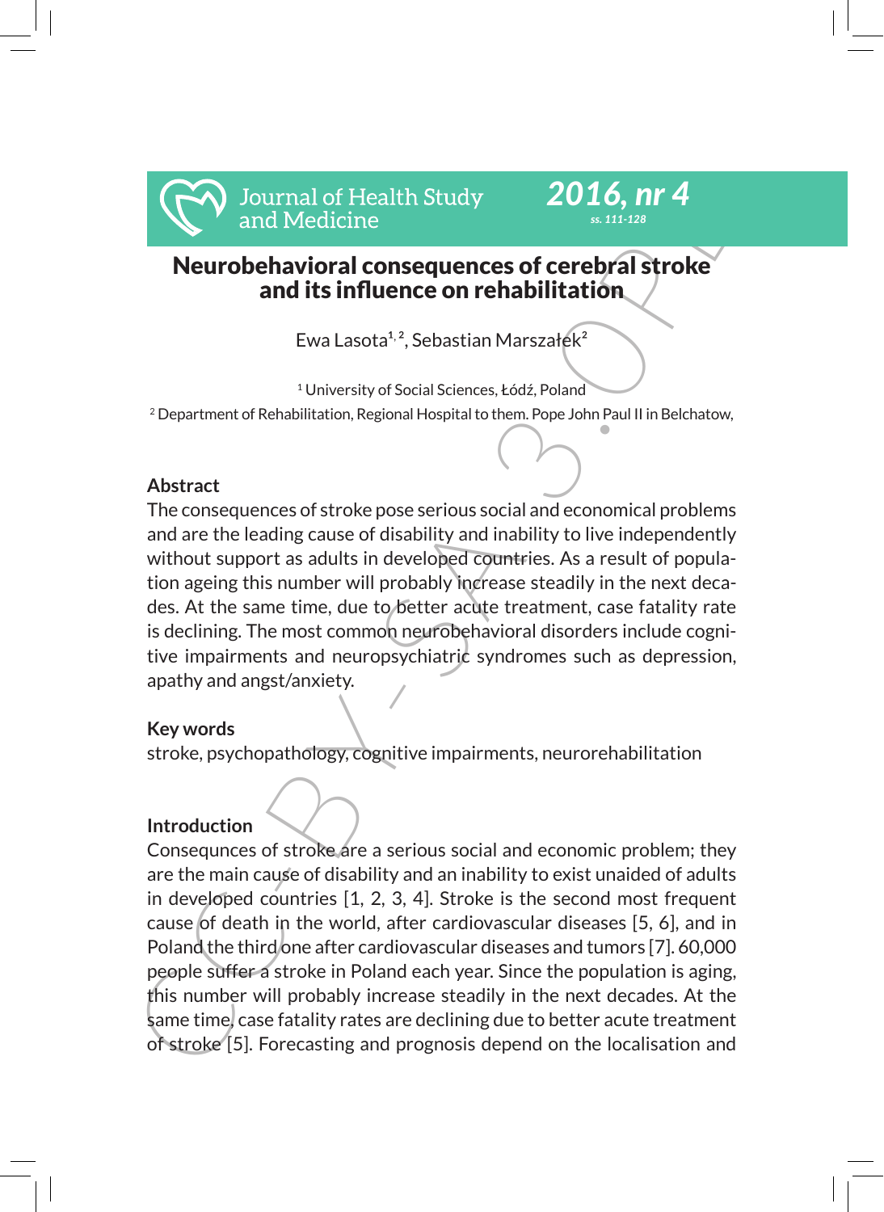# Neurobehavioral consequences of cerebral stroke and its influence on rehabilitation

Ewa Lasota[1, 2], Sebastian Marszałek[2]

[1] University of Social Sciences, Łódź, Poland

[2] Department of Rehabilitation, Regional Hospital to them. Pope John Paul II in Belchatow,

## Abstract

The consequences of stroke pose serious social and economical problems and are the leading cause of disability and inability to live independently without support as adults in developed countries. As a result of population ageing this number will probably increase steadily in the next decades. At the same time, due to better acute treatment, case fatality rate is declining. The most common neurobehavioral disorders include cognitive impairments and neuropsychiatric syndromes such as depression, apathy and angst/anxiety.

## Key words

stroke, psychopathology, cognitive impairments, neurorehabilitation

## Introduction

Consequnces of stroke are a serious social and economic problem; they are the main cause of disability and an inability to exist unaided of adults in developed countries [1, 2, 3, 4]. Stroke is the second most frequent cause of death in the world, after cardiovascular diseases [5, 6], and in Poland the third one after cardiovascular diseases and tumors [7]. 60,000 people suffer a stroke in Poland each year. Since the population is aging, this number will probably increase steadily in the next decades. At the same time, case fatality rates are declining due to better acute treatment of stroke [5]. Forecasting and prognosis depend on the localisation and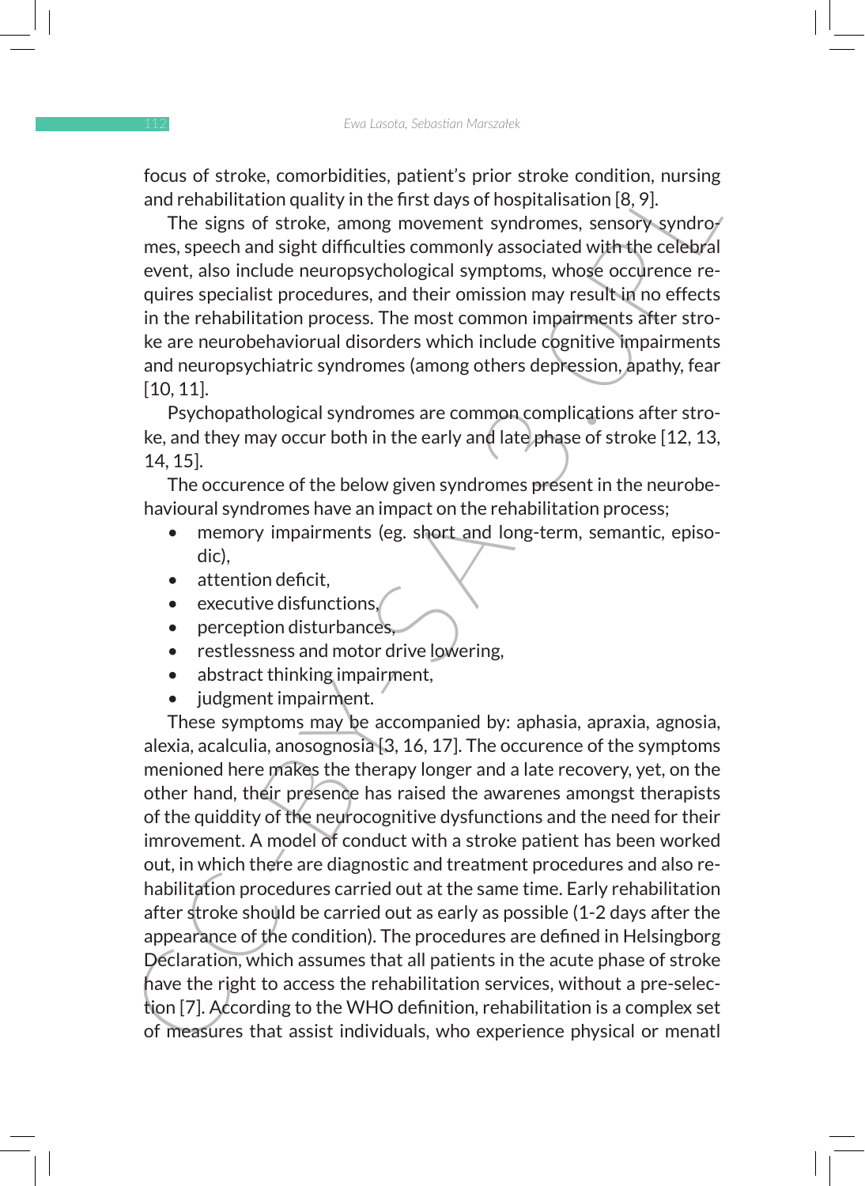focus of stroke, comorbidities, patient's prior stroke condition, nursing and rehabilitation quality in the first days of hospitalisation [8, 9].

The signs of stroke, among movement syndromes, sensory syndromes, speech and sight difficulties commonly associated with the celebral event, also include neuropsychological symptoms, whose occurence requires specialist procedures, and their omission may result in no effects in the rehabilitation process. The most common impairments after stroke are neurobehaviorual disorders which include cognitive impairments and neuropsychiatric syndromes (among others depression, apathy, fear [10, 11].

Psychopathological syndromes are common complications after stroke, and they may occur both in the early and late phase of stroke [12, 13, 14, 15].

The occurence of the below given syndromes present in the neurobehavioural syndromes have an impact on the rehabilitation process;

- memory impairments (eg. short and long-term, semantic, episodic),
- attention deficit,
- executive disfunctions,
- perception disturbances,
- restlessness and motor drive lowering,
- abstract thinking impairment,
- judgment impairment.

These symptoms may be accompanied by: aphasia, apraxia, agnosia, alexia, acalculia, anosognosia [3, 16, 17]. The occurence of the symptoms menioned here makes the therapy longer and a late recovery, yet, on the other hand, their presence has raised the awarenes amongst therapists of the quiddity of the neurocognitive dysfunctions and the need for their imrovement. A model of conduct with a stroke patient has been worked out, in which there are diagnostic and treatment procedures and also rehabilitation procedures carried out at the same time. Early rehabilitation after stroke should be carried out as early as possible (1-2 days after the appearance of the condition). The procedures are defined in Helsingborg Declaration, which assumes that all patients in the acute phase of stroke have the right to access the rehabilitation services, without a pre-selection [7]. According to the WHO definition, rehabilitation is a complex set of measures that assist individuals, who experience physical or menatl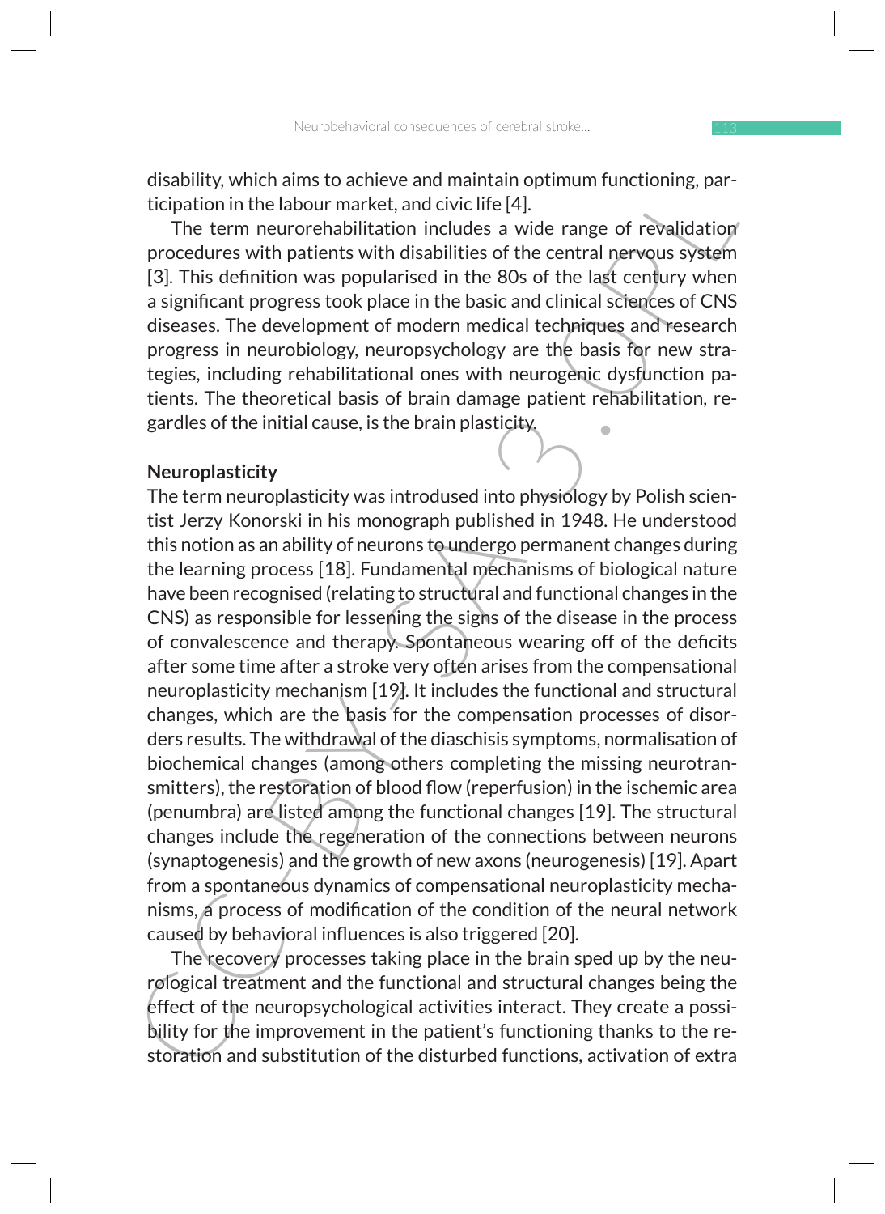disability, which aims to achieve and maintain optimum functioning, participation in the labour market, and civic life [4].

The term neurorehabilitation includes a wide range of revalidation procedures with patients with disabilities of the central nervous system [3]. This definition was popularised in the 80s of the last century when a significant progress took place in the basic and clinical sciences of CNS diseases. The development of modern medical techniques and research progress in neurobiology, neuropsychology are the basis for new strategies, including rehabilitational ones with neurogenic dysfunction patients. The theoretical basis of brain damage patient rehabilitation, regardles of the initial cause, is the brain plasticity.

## Neuroplasticity

The term neuroplasticity was introdused into physiology by Polish scientist Jerzy Konorski in his monograph published in 1948. He understood this notion as an ability of neurons to undergo permanent changes during the learning process [18]. Fundamental mechanisms of biological nature have been recognised (relating to structural and functional changes in the CNS) as responsible for lessening the signs of the disease in the process of convalescence and therapy. Spontaneous wearing off of the deficits after some time after a stroke very often arises from the compensational neuroplasticity mechanism [19]. It includes the functional and structural changes, which are the basis for the compensation processes of disorders results. The withdrawal of the diaschisis symptoms, normalisation of biochemical changes (among others completing the missing neurotransmitters), the restoration of blood flow (reperfusion) in the ischemic area (penumbra) are listed among the functional changes [19]. The structural changes include the regeneration of the connections between neurons (synaptogenesis) and the growth of new axons (neurogenesis) [19]. Apart from a spontaneous dynamics of compensational neuroplasticity mechanisms, a process of modification of the condition of the neural network caused by behavioral influences is also triggered [20].

The recovery processes taking place in the brain sped up by the neurological treatment and the functional and structural changes being the effect of the neuropsychological activities interact. They create a possibility for the improvement in the patient's functioning thanks to the restoration and substitution of the disturbed functions, activation of extra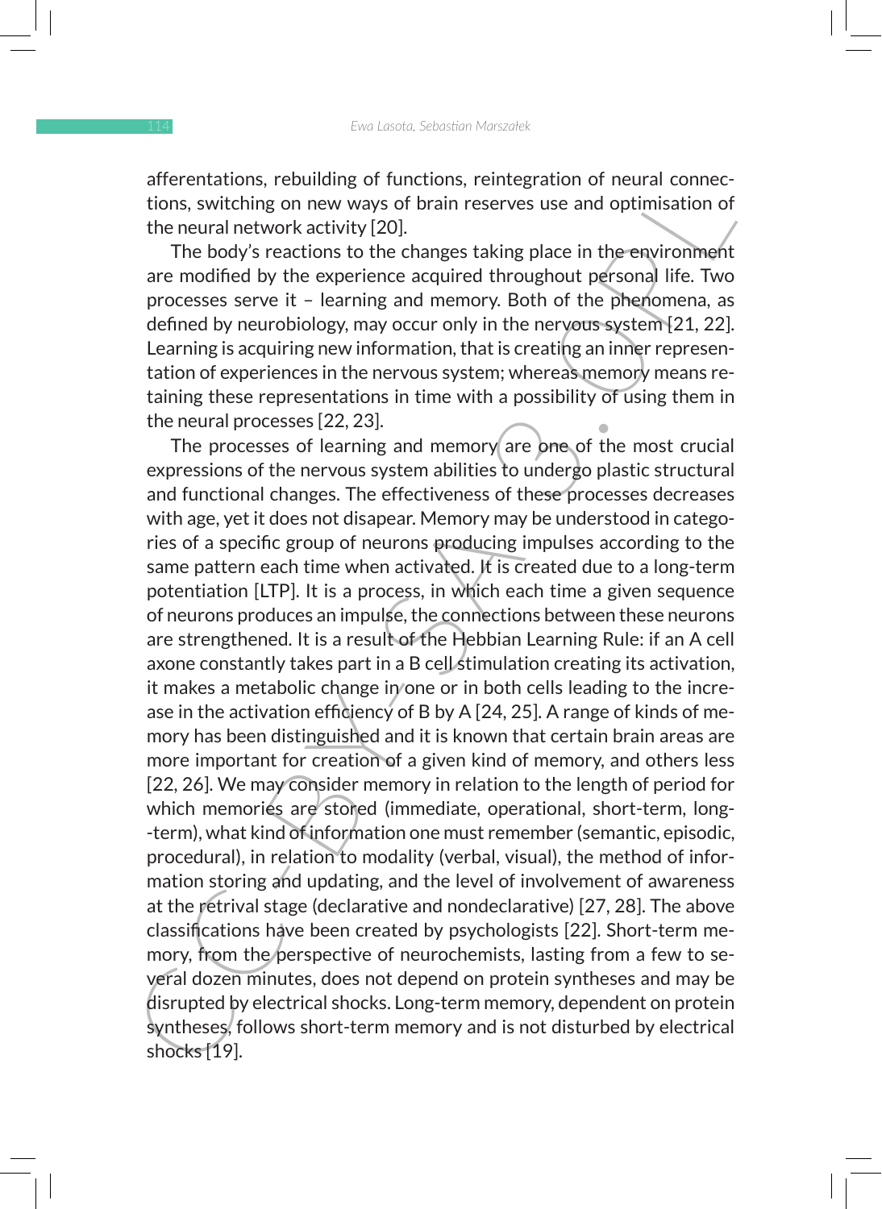afferentations, rebuilding of functions, reintegration of neural connections, switching on new ways of brain reserves use and optimisation of the neural network activity [20].

The body's reactions to the changes taking place in the environment are modified by the experience acquired throughout personal life. Two processes serve it – learning and memory. Both of the phenomena, as defined by neurobiology, may occur only in the nervous system [21, 22]. Learning is acquiring new information, that is creating an inner representation of experiences in the nervous system; whereas memory means retaining these representations in time with a possibility of using them in the neural processes [22, 23].

The processes of learning and memory are one of the most crucial expressions of the nervous system abilities to undergo plastic structural and functional changes. The effectiveness of these processes decreases with age, yet it does not disapear. Memory may be understood in categories of a specific group of neurons producing impulses according to the same pattern each time when activated. It is created due to a long-term potentiation [LTP]. It is a process, in which each time a given sequence of neurons produces an impulse, the connections between these neurons are strengthened. It is a result of the Hebbian Learning Rule: if an A cell axone constantly takes part in a B cell stimulation creating its activation, it makes a metabolic change in one or in both cells leading to the increase in the activation efficiency of B by A [24, 25]. A range of kinds of memory has been distinguished and it is known that certain brain areas are more important for creation of a given kind of memory, and others less [22, 26]. We may consider memory in relation to the length of period for which memories are stored (immediate, operational, short-term, long-term), what kind of information one must remember (semantic, episodic, procedural), in relation to modality (verbal, visual), the method of information storing and updating, and the level of involvement of awareness at the retrival stage (declarative and nondeclarative) [27, 28]. The above classifications have been created by psychologists [22]. Short-term memory, from the perspective of neurochemists, lasting from a few to several dozen minutes, does not depend on protein syntheses and may be disrupted by electrical shocks. Long-term memory, dependent on protein syntheses, follows short-term memory and is not disturbed by electrical shocks [19].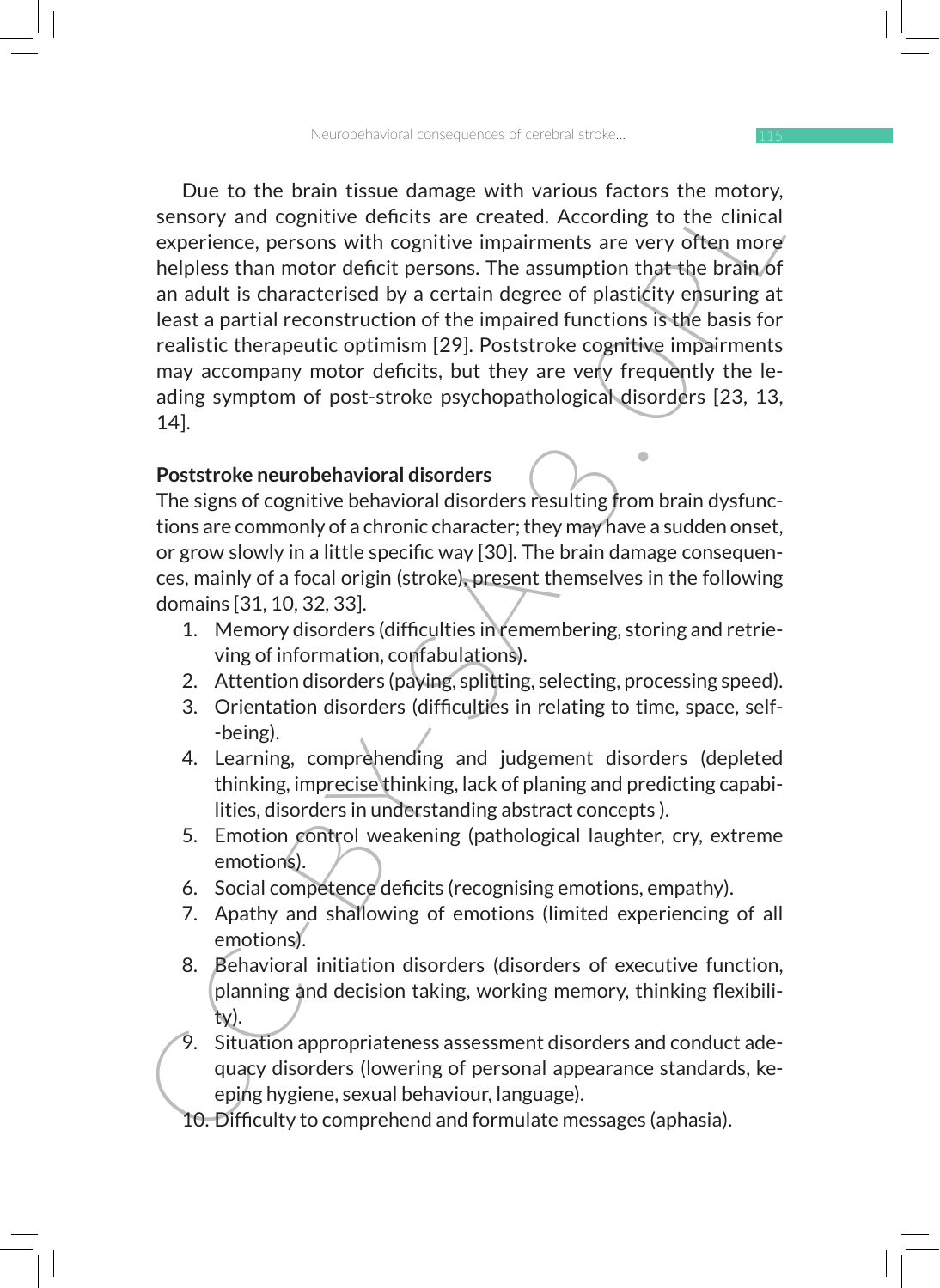Due to the brain tissue damage with various factors the motory, sensory and cognitive deficits are created. According to the clinical experience, persons with cognitive impairments are very often more helpless than motor deficit persons. The assumption that the brain of an adult is characterised by a certain degree of plasticity ensuring at least a partial reconstruction of the impaired functions is the basis for realistic therapeutic optimism [29]. Poststroke cognitive impairments may accompany motor deficits, but they are very frequently the leading symptom of post-stroke psychopathological disorders [23, 13, 14].

**Poststroke neurobehavioral disorders**

The signs of cognitive behavioral disorders resulting from brain dysfunctions are commonly of a chronic character; they may have a sudden onset, or grow slowly in a little specific way [30]. The brain damage consequences, mainly of a focal origin (stroke), present themselves in the following domains [31, 10, 32, 33].

1. Memory disorders (difficulties in remembering, storing and retrieving of information, confabulations).
2. Attention disorders (paying, splitting, selecting, processing speed).
3. Orientation disorders (difficulties in relating to time, space, self-being).
4. Learning, comprehending and judgement disorders (depleted thinking, imprecise thinking, lack of planing and predicting capabilities, disorders in understanding abstract concepts ).
5. Emotion control weakening (pathological laughter, cry, extreme emotions).
6. Social competence deficits (recognising emotions, empathy).
7. Apathy and shallowing of emotions (limited experiencing of all emotions).
8. Behavioral initiation disorders (disorders of executive function, planning and decision taking, working memory, thinking flexibility).
9. Situation appropriateness assessment disorders and conduct adequacy disorders (lowering of personal appearance standards, keeping hygiene, sexual behaviour, language).
10. Difficulty to comprehend and formulate messages (aphasia).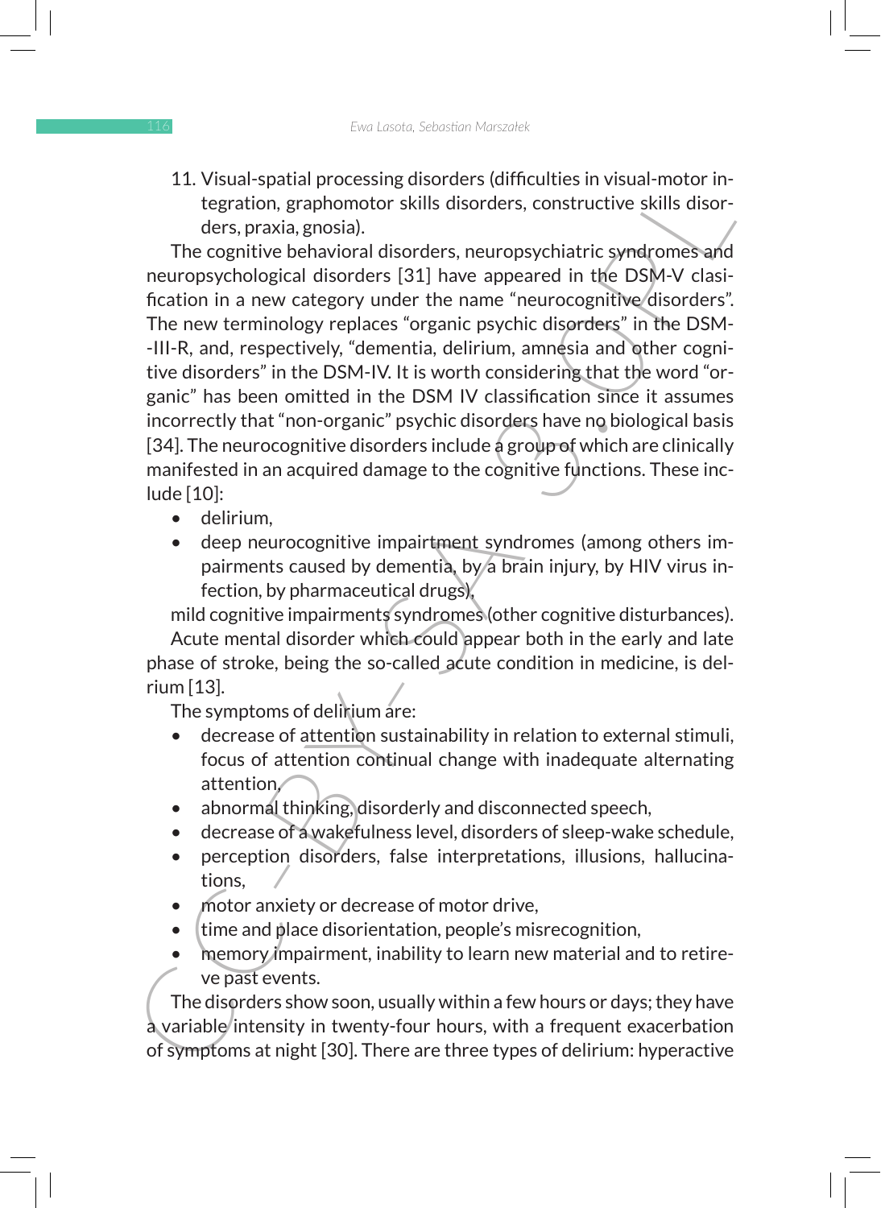11. Visual-spatial processing disorders (difficulties in visual-motor integration, graphomotor skills disorders, constructive skills disorders, praxia, gnosia).

The cognitive behavioral disorders, neuropsychiatric syndromes and neuropsychological disorders [31] have appeared in the DSM-V clasification in a new category under the name "neurocognitive disorders". The new terminology replaces "organic psychic disorders" in the DSM-III-R, and, respectively, "dementia, delirium, amnesia and other cognitive disorders" in the DSM-IV. It is worth considering that the word "organic" has been omitted in the DSM IV classification since it assumes incorrectly that "non-organic" psychic disorders have no biological basis [34]. The neurocognitive disorders include a group of which are clinically manifested in an acquired damage to the cognitive functions. These include [10]:

- delirium,
- deep neurocognitive impairtment syndromes (among others impairments caused by dementia, by a brain injury, by HIV virus infection, by pharmaceutical drugs),

mild cognitive impairments syndromes (other cognitive disturbances).

Acute mental disorder which could appear both in the early and late phase of stroke, being the so-called acute condition in medicine, is delrium [13].

The symptoms of delirium are:

- decrease of attention sustainability in relation to external stimuli, focus of attention continual change with inadequate alternating attention,
- abnormal thinking, disorderly and disconnected speech,
- decrease of a wakefulness level, disorders of sleep-wake schedule,
- perception disorders, false interpretations, illusions, hallucinations,
- motor anxiety or decrease of motor drive,
- time and place disorientation, people's misrecognition,
- memory impairment, inability to learn new material and to retireve past events.

The disorders show soon, usually within a few hours or days; they have a variable intensity in twenty-four hours, with a frequent exacerbation of symptoms at night [30]. There are three types of delirium: hyperactive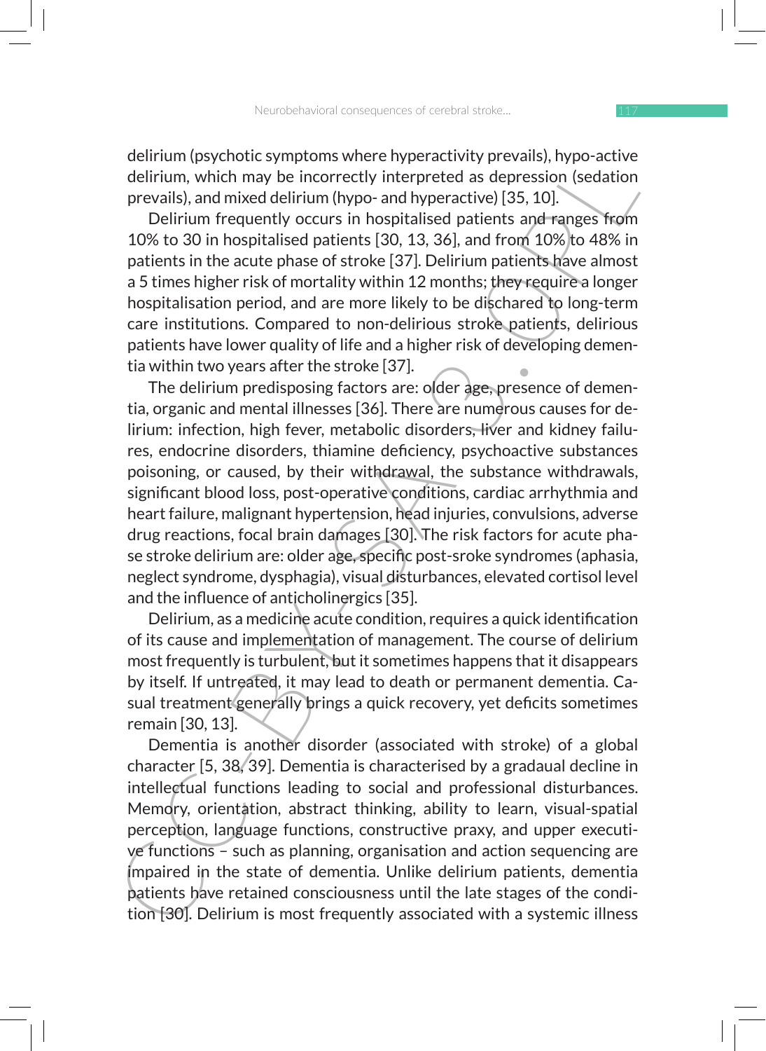delirium (psychotic symptoms where hyperactivity prevails), hypo-active delirium, which may be incorrectly interpreted as depression (sedation prevails), and mixed delirium (hypo- and hyperactive) [35, 10].

Delirium frequently occurs in hospitalised patients and ranges from 10% to 30 in hospitalised patients [30, 13, 36], and from 10% to 48% in patients in the acute phase of stroke [37]. Delirium patients have almost a 5 times higher risk of mortality within 12 months; they require a longer hospitalisation period, and are more likely to be dischared to long-term care institutions. Compared to non-delirious stroke patients, delirious patients have lower quality of life and a higher risk of developing dementia within two years after the stroke [37].

The delirium predisposing factors are: older age, presence of dementia, organic and mental illnesses [36]. There are numerous causes for delirium: infection, high fever, metabolic disorders, liver and kidney failures, endocrine disorders, thiamine deficiency, psychoactive substances poisoning, or caused, by their withdrawal, the substance withdrawals, significant blood loss, post-operative conditions, cardiac arrhythmia and heart failure, malignant hypertension, head injuries, convulsions, adverse drug reactions, focal brain damages [30]. The risk factors for acute phase stroke delirium are: older age, specific post-sroke syndromes (aphasia, neglect syndrome, dysphagia), visual disturbances, elevated cortisol level and the influence of anticholinergics [35].

Delirium, as a medicine acute condition, requires a quick identification of its cause and implementation of management. The course of delirium most frequently is turbulent, but it sometimes happens that it disappears by itself. If untreated, it may lead to death or permanent dementia. Casual treatment generally brings a quick recovery, yet deficits sometimes remain [30, 13].

Dementia is another disorder (associated with stroke) of a global character [5, 38, 39]. Dementia is characterised by a gradaual decline in intellectual functions leading to social and professional disturbances. Memory, orientation, abstract thinking, ability to learn, visual-spatial perception, language functions, constructive praxy, and upper executive functions – such as planning, organisation and action sequencing are impaired in the state of dementia. Unlike delirium patients, dementia patients have retained consciousness until the late stages of the condition [30]. Delirium is most frequently associated with a systemic illness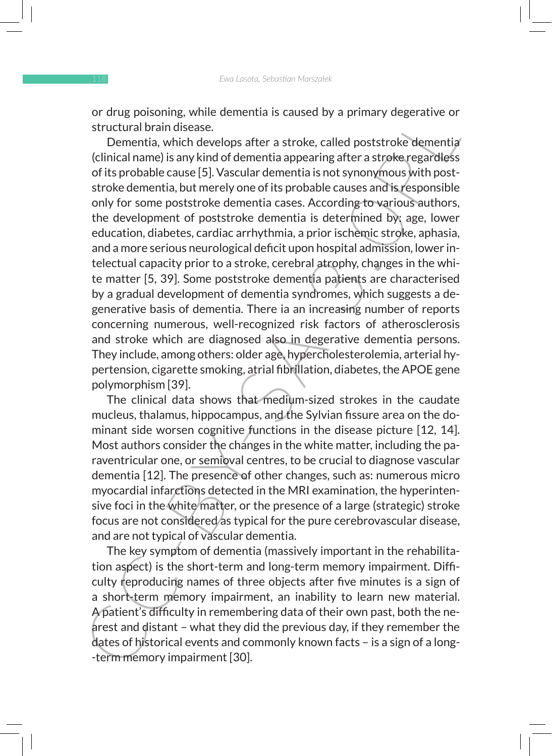or drug poisoning, while dementia is caused by a primary degerative or structural brain disease.

Dementia, which develops after a stroke, called poststroke dementia (clinical name) is any kind of dementia appearing after a stroke regardless of its probable cause [5]. Vascular dementia is not synonymous with poststroke dementia, but merely one of its probable causes and is responsible only for some poststroke dementia cases. According to various authors, the development of poststroke dementia is determined by: age, lower education, diabetes, cardiac arrhythmia, a prior ischemic stroke, aphasia, and a more serious neurological deficit upon hospital admission, lower intelectual capacity prior to a stroke, cerebral atrophy, changes in the white matter [5, 39]. Some poststroke dementia patients are characterised by a gradual development of dementia syndromes, which suggests a degenerative basis of dementia. There ia an increasing number of reports concerning numerous, well-recognized risk factors of atherosclerosis and stroke which are diagnosed also in degerative dementia persons. They include, among others: older age, hypercholesterolemia, arterial hypertension, cigarette smoking, atrial fibrillation, diabetes, the APOE gene polymorphism [39].

The clinical data shows that medium-sized strokes in the caudate mucleus, thalamus, hippocampus, and the Sylvian fissure area on the dominant side worsen cognitive functions in the disease picture [12, 14]. Most authors consider the changes in the white matter, including the paraventricular one, or semioval centres, to be crucial to diagnose vascular dementia [12]. The presence of other changes, such as: numerous micro myocardial infarctions detected in the MRI examination, the hyperintensive foci in the white matter, or the presence of a large (strategic) stroke focus are not considered as typical for the pure cerebrovascular disease, and are not typical of vascular dementia.

The key symptom of dementia (massively important in the rehabilitation aspect) is the short-term and long-term memory impairment. Difficulty reproducing names of three objects after five minutes is a sign of a short-term memory impairment, an inability to learn new material. A patient's difficulty in remembering data of their own past, both the nearest and distant – what they did the previous day, if they remember the dates of historical events and commonly known facts – is a sign of a long-term memory impairment [30].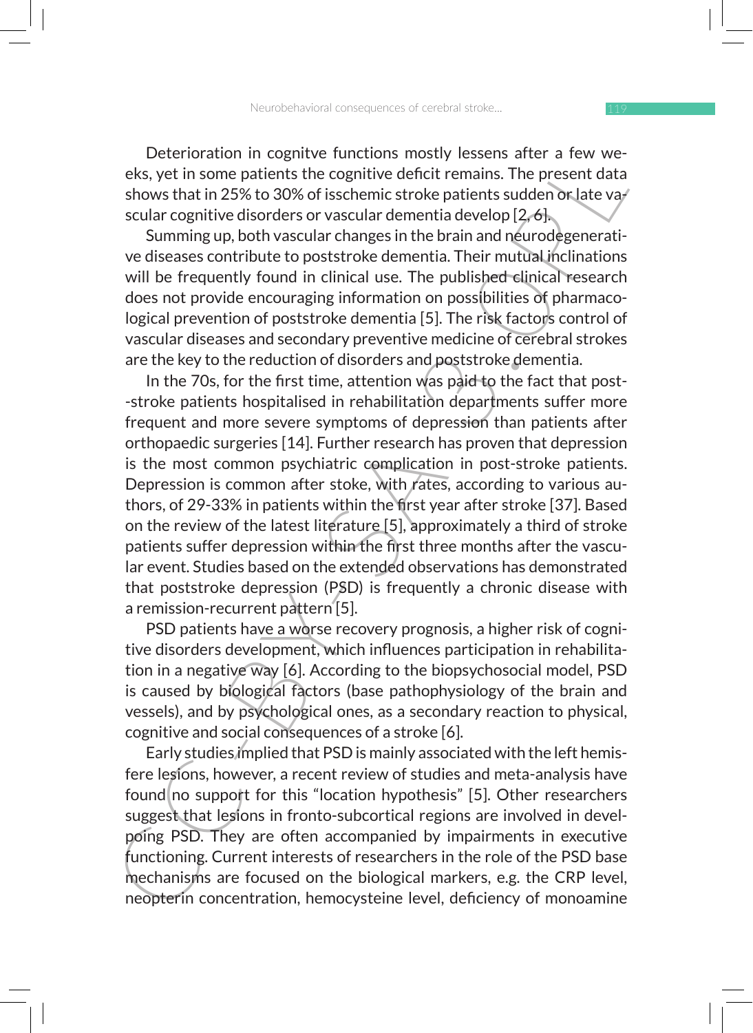Deterioration in cognitve functions mostly lessens after a few weeks, yet in some patients the cognitive deficit remains. The present data shows that in 25% to 30% of isschemic stroke patients sudden or late vascular cognitive disorders or vascular dementia develop [2, 6].

Summing up, both vascular changes in the brain and neurodegenerative diseases contribute to poststroke dementia. Their mutual inclinations will be frequently found in clinical use. The published clinical research does not provide encouraging information on possibilities of pharmacological prevention of poststroke dementia [5]. The risk factors control of vascular diseases and secondary preventive medicine of cerebral strokes are the key to the reduction of disorders and poststroke dementia.

In the 70s, for the first time, attention was paid to the fact that post--stroke patients hospitalised in rehabilitation departments suffer more frequent and more severe symptoms of depression than patients after orthopaedic surgeries [14]. Further research has proven that depression is the most common psychiatric complication in post-stroke patients. Depression is common after stoke, with rates, according to various authors, of 29-33% in patients within the first year after stroke [37]. Based on the review of the latest literature [5], approximately a third of stroke patients suffer depression within the first three months after the vascular event. Studies based on the extended observations has demonstrated that poststroke depression (PSD) is frequently a chronic disease with a remission-recurrent pattern [5].

PSD patients have a worse recovery prognosis, a higher risk of cognitive disorders development, which influences participation in rehabilitation in a negative way [6]. According to the biopsychosocial model, PSD is caused by biological factors (base pathophysiology of the brain and vessels), and by psychological ones, as a secondary reaction to physical, cognitive and social consequences of a stroke [6].

Early studies implied that PSD is mainly associated with the left hemisfere lesions, however, a recent review of studies and meta-analysis have found no support for this "location hypothesis" [5]. Other researchers suggest that lesions in fronto-subcortical regions are involved in develpoing PSD. They are often accompanied by impairments in executive functioning. Current interests of researchers in the role of the PSD base mechanisms are focused on the biological markers, e.g. the CRP level, neopterin concentration, hemocysteine level, deficiency of monoamine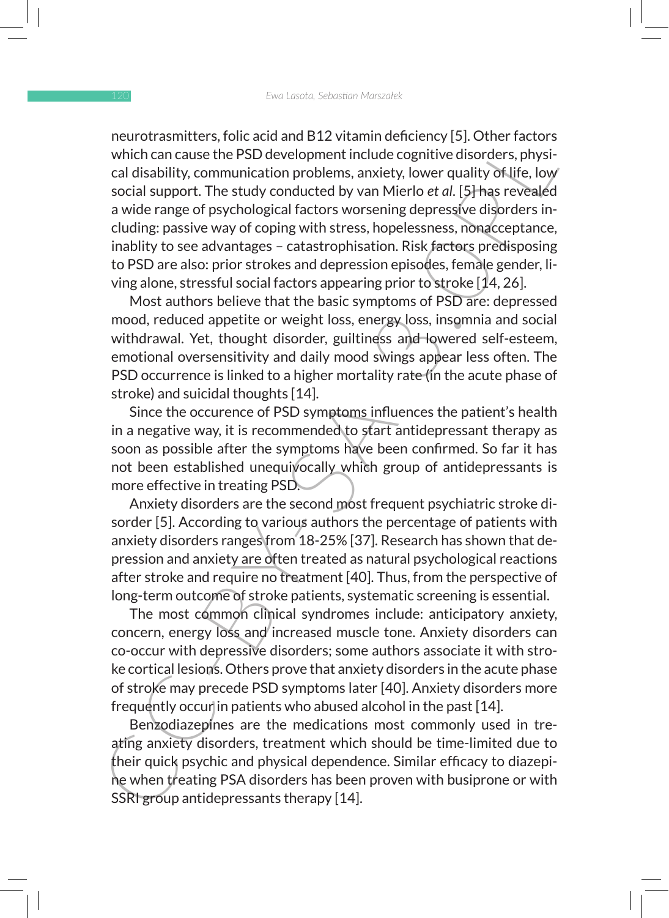neurotrasmitters, folic acid and B12 vitamin deficiency [5]. Other factors which can cause the PSD development include cognitive disorders, physical disability, communication problems, anxiety, lower quality of life, low social support. The study conducted by van Mierlo *et al.* [5] has revealed a wide range of psychological factors worsening depressive disorders including: passive way of coping with stress, hopelessness, nonacceptance, inablity to see advantages – catastrophisation. Risk factors predisposing to PSD are also: prior strokes and depression episodes, female gender, living alone, stressful social factors appearing prior to stroke [14, 26].

Most authors believe that the basic symptoms of PSD are: depressed mood, reduced appetite or weight loss, energy loss, insomnia and social withdrawal. Yet, thought disorder, guiltiness and lowered self-esteem, emotional oversensitivity and daily mood swings appear less often. The PSD occurrence is linked to a higher mortality rate (in the acute phase of stroke) and suicidal thoughts [14].

Since the occurence of PSD symptoms influences the patient's health in a negative way, it is recommended to start antidepressant therapy as soon as possible after the symptoms have been confirmed. So far it has not been established unequivocally which group of antidepressants is more effective in treating PSD.

Anxiety disorders are the second most frequent psychiatric stroke disorder [5]. According to various authors the percentage of patients with anxiety disorders ranges from 18-25% [37]. Research has shown that depression and anxiety are often treated as natural psychological reactions after stroke and require no treatment [40]. Thus, from the perspective of long-term outcome of stroke patients, systematic screening is essential.

The most common clinical syndromes include: anticipatory anxiety, concern, energy loss and increased muscle tone. Anxiety disorders can co-occur with depressive disorders; some authors associate it with stroke cortical lesions. Others prove that anxiety disorders in the acute phase of stroke may precede PSD symptoms later [40]. Anxiety disorders more frequently occur in patients who abused alcohol in the past [14].

Benzodiazepines are the medications most commonly used in treating anxiety disorders, treatment which should be time-limited due to their quick psychic and physical dependence. Similar efficacy to diazepine when treating PSA disorders has been proven with busiprone or with SSRI group antidepressants therapy [14].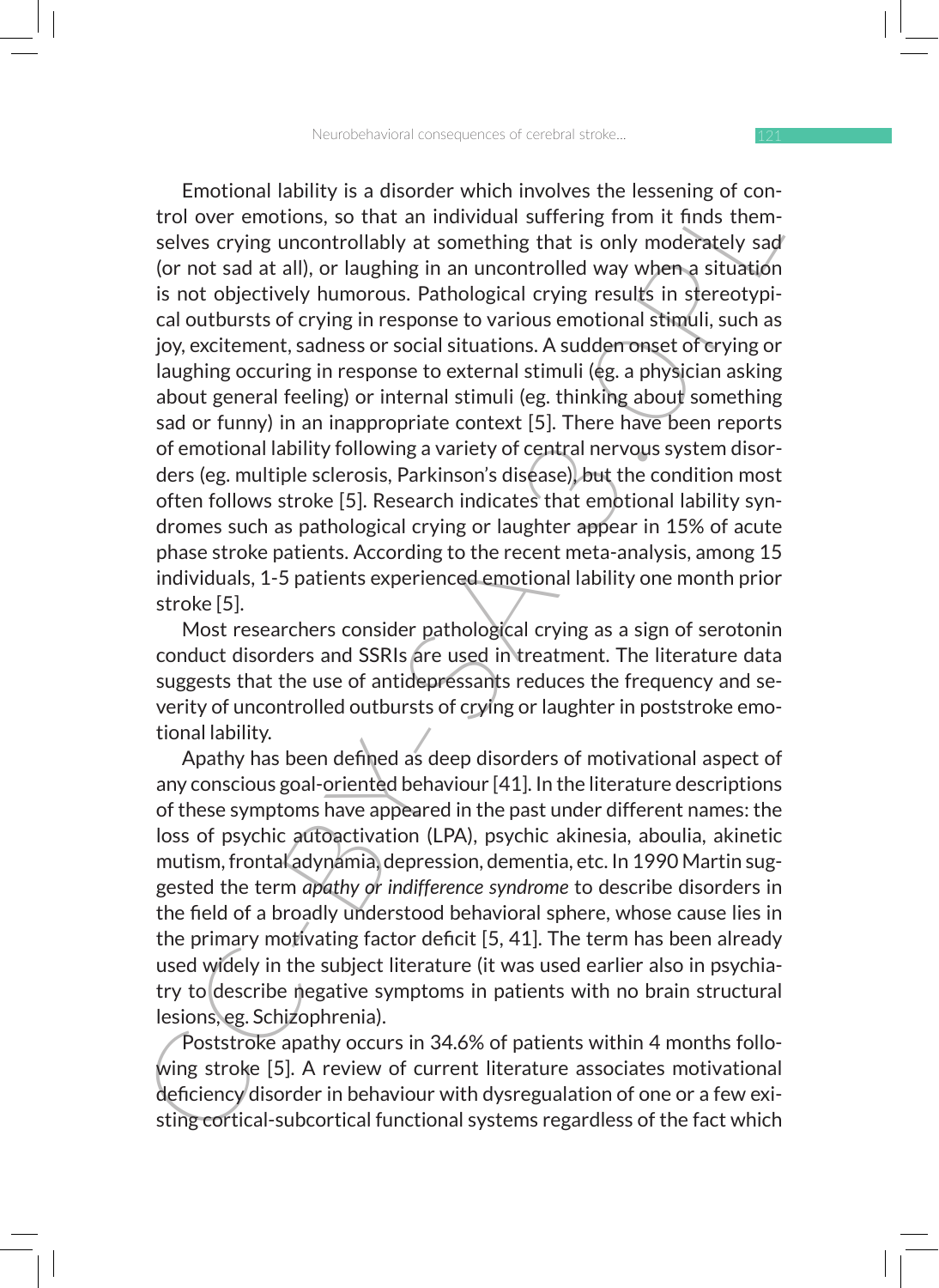Emotional lability is a disorder which involves the lessening of control over emotions, so that an individual suffering from it finds themselves crying uncontrollably at something that is only moderately sad (or not sad at all), or laughing in an uncontrolled way when a situation is not objectively humorous. Pathological crying results in stereotypical outbursts of crying in response to various emotional stimuli, such as joy, excitement, sadness or social situations. A sudden onset of crying or laughing occuring in response to external stimuli (eg. a physician asking about general feeling) or internal stimuli (eg. thinking about something sad or funny) in an inappropriate context [5]. There have been reports of emotional lability following a variety of central nervous system disorders (eg. multiple sclerosis, Parkinson's disease), but the condition most often follows stroke [5]. Research indicates that emotional lability syndromes such as pathological crying or laughter appear in 15% of acute phase stroke patients. According to the recent meta-analysis, among 15 individuals, 1-5 patients experienced emotional lability one month prior stroke [5].

Most researchers consider pathological crying as a sign of serotonin conduct disorders and SSRIs are used in treatment. The literature data suggests that the use of antidepressants reduces the frequency and severity of uncontrolled outbursts of crying or laughter in poststroke emotional lability.

Apathy has been defined as deep disorders of motivational aspect of any conscious goal-oriented behaviour [41]. In the literature descriptions of these symptoms have appeared in the past under different names: the loss of psychic autoactivation (LPA), psychic akinesia, aboulia, akinetic mutism, frontal adynamia, depression, dementia, etc. In 1990 Martin suggested the term *apathy or indifference syndrome* to describe disorders in the field of a broadly understood behavioral sphere, whose cause lies in the primary motivating factor deficit [5, 41]. The term has been already used widely in the subject literature (it was used earlier also in psychiatry to describe negative symptoms in patients with no brain structural lesions, eg. Schizophrenia).

Poststroke apathy occurs in 34.6% of patients within 4 months following stroke [5]. A review of current literature associates motivational deficiency disorder in behaviour with dysregualation of one or a few existing cortical-subcortical functional systems regardless of the fact which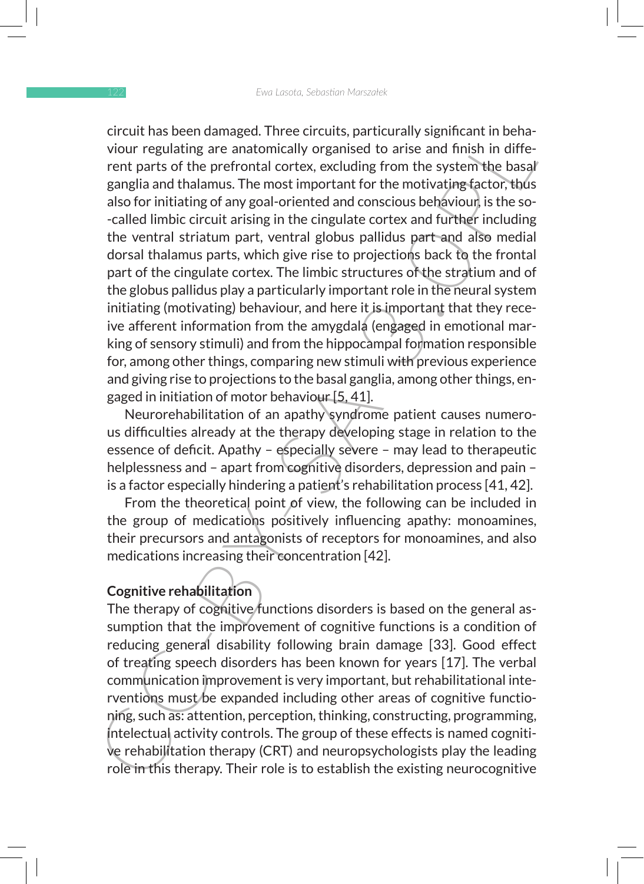circuit has been damaged. Three circuits, particurally significant in behaviour regulating are anatomically organised to arise and finish in different parts of the prefrontal cortex, excluding from the system the basal ganglia and thalamus. The most important for the motivating factor, thus also for initiating of any goal-oriented and conscious behaviour, is the so-called limbic circuit arising in the cingulate cortex and further including the ventral striatum part, ventral globus pallidus part and also medial dorsal thalamus parts, which give rise to projections back to the frontal part of the cingulate cortex. The limbic structures of the stratium and of the globus pallidus play a particularly important role in the neural system initiating (motivating) behaviour, and here it is important that they receive afferent information from the amygdala (engaged in emotional marking of sensory stimuli) and from the hippocampal formation responsible for, among other things, comparing new stimuli with previous experience and giving rise to projections to the basal ganglia, among other things, engaged in initiation of motor behaviour [5, 41].

Neurorehabilitation of an apathy syndrome patient causes numerous difficulties already at the therapy developing stage in relation to the essence of deficit. Apathy – especially severe – may lead to therapeutic helplessness and – apart from cognitive disorders, depression and pain – is a factor especially hindering a patient's rehabilitation process [41, 42].

From the theoretical point of view, the following can be included in the group of medications positively influencing apathy: monoamines, their precursors and antagonists of receptors for monoamines, and also medications increasing their concentration [42].

**Cognitive rehabilitation**

The therapy of cognitive functions disorders is based on the general assumption that the improvement of cognitive functions is a condition of reducing general disability following brain damage [33]. Good effect of treating speech disorders has been known for years [17]. The verbal communication improvement is very important, but rehabilitational interventions must be expanded including other areas of cognitive functioning, such as: attention, perception, thinking, constructing, programming, intelectual activity controls. The group of these effects is named cognitive rehabilitation therapy (CRT) and neuropsychologists play the leading role in this therapy. Their role is to establish the existing neurocognitive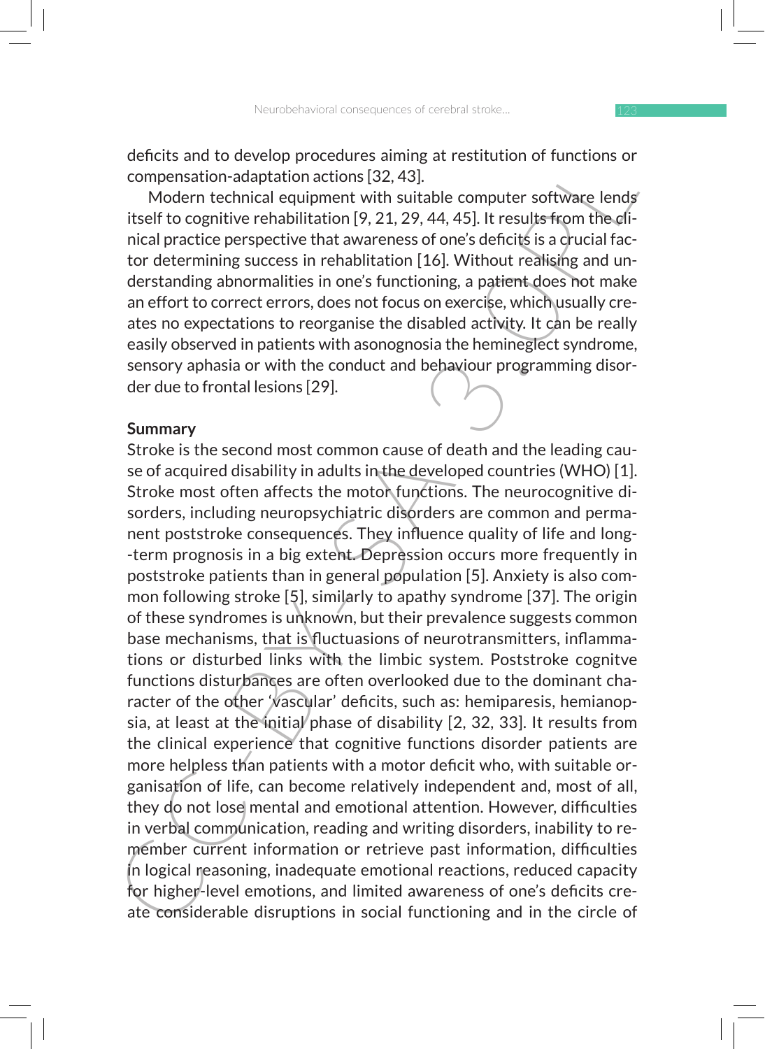deficits and to develop procedures aiming at restitution of functions or compensation-adaptation actions [32, 43].

Modern technical equipment with suitable computer software lends itself to cognitive rehabilitation [9, 21, 29, 44, 45]. It results from the clinical practice perspective that awareness of one's deficits is a crucial factor determining success in rehablitation [16]. Without realising and understanding abnormalities in one's functioning, a patient does not make an effort to correct errors, does not focus on exercise, which usually creates no expectations to reorganise the disabled activity. It can be really easily observed in patients with asonognosia the hemineglect syndrome, sensory aphasia or with the conduct and behaviour programming disorder due to frontal lesions [29].

## Summary

Stroke is the second most common cause of death and the leading cause of acquired disability in adults in the developed countries (WHO) [1]. Stroke most often affects the motor functions. The neurocognitive disorders, including neuropsychiatric disorders are common and permanent poststroke consequences. They influence quality of life and long-term prognosis in a big extent. Depression occurs more frequently in poststroke patients than in general population [5]. Anxiety is also common following stroke [5], similarly to apathy syndrome [37]. The origin of these syndromes is unknown, but their prevalence suggests common base mechanisms, that is fluctuasions of neurotransmitters, inflammations or disturbed links with the limbic system. Poststroke cognitve functions disturbances are often overlooked due to the dominant character of the other 'vascular' deficits, such as: hemiparesis, hemianopsia, at least at the initial phase of disability [2, 32, 33]. It results from the clinical experience that cognitive functions disorder patients are more helpless than patients with a motor deficit who, with suitable organisation of life, can become relatively independent and, most of all, they do not lose mental and emotional attention. However, difficulties in verbal communication, reading and writing disorders, inability to remember current information or retrieve past information, difficulties in logical reasoning, inadequate emotional reactions, reduced capacity for higher-level emotions, and limited awareness of one's deficits create considerable disruptions in social functioning and in the circle of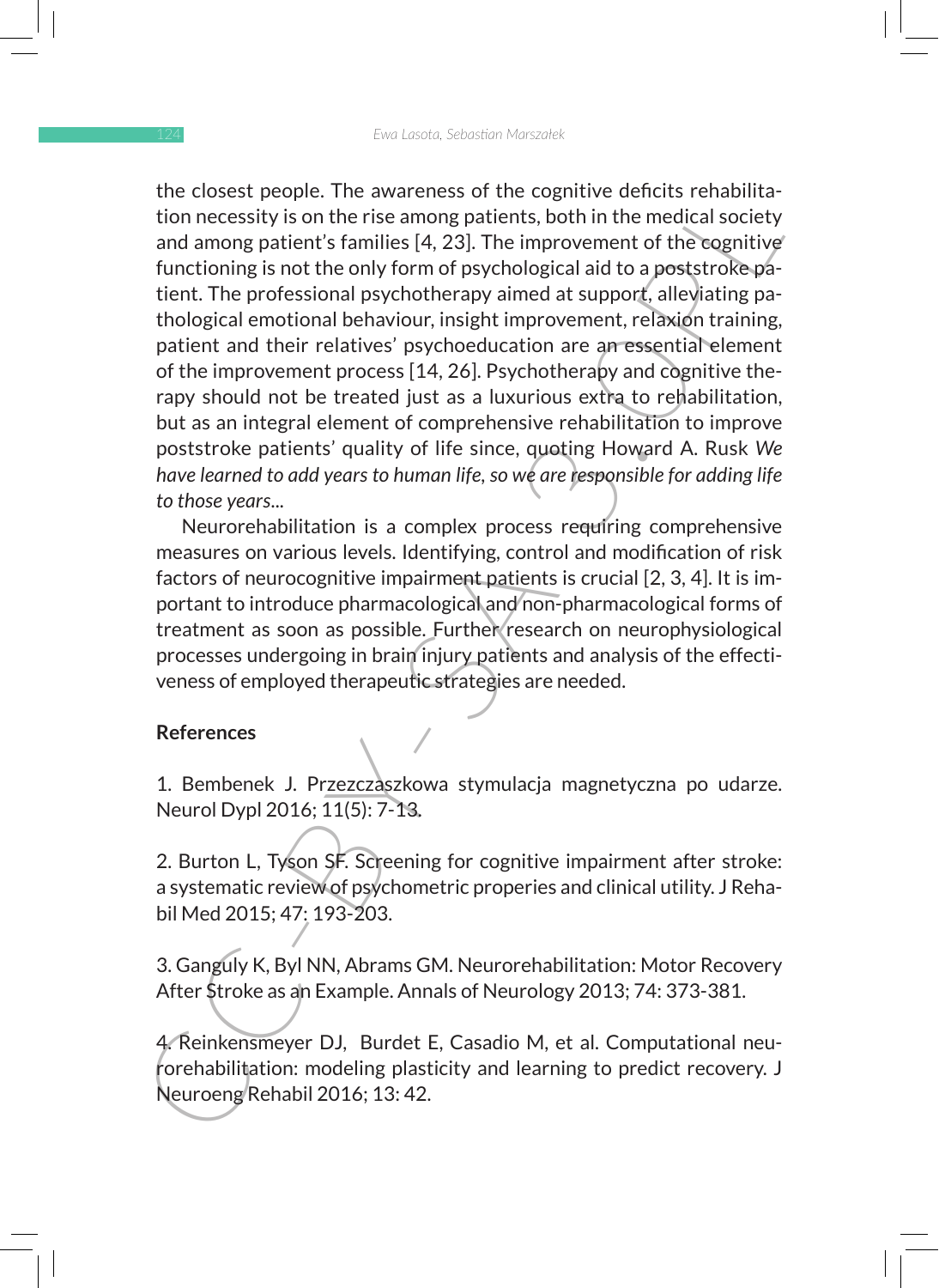the closest people. The awareness of the cognitive deficits rehabilitation necessity is on the rise among patients, both in the medical society and among patient's families [4, 23]. The improvement of the cognitive functioning is not the only form of psychological aid to a poststroke patient. The professional psychotherapy aimed at support, alleviating pathological emotional behaviour, insight improvement, relaxion training, patient and their relatives' psychoeducation are an essential element of the improvement process [14, 26]. Psychotherapy and cognitive therapy should not be treated just as a luxurious extra to rehabilitation, but as an integral element of comprehensive rehabilitation to improve poststroke patients' quality of life since, quoting Howard A. Rusk *We have learned to add years to human life, so we are responsible for adding life to those years...*

Neurorehabilitation is a complex process requiring comprehensive measures on various levels. Identifying, control and modification of risk factors of neurocognitive impairment patients is crucial [2, 3, 4]. It is important to introduce pharmacological and non-pharmacological forms of treatment as soon as possible. Further research on neurophysiological processes undergoing in brain injury patients and analysis of the effectiveness of employed therapeutic strategies are needed.

## References

1. Bembenek J. Przezczaszkowa stymulacja magnetyczna po udarze. Neurol Dypl 2016; 11(5): 7-13.

2. Burton L, Tyson SF. Screening for cognitive impairment after stroke: a systematic review of psychometric properies and clinical utility. J Rehabil Med 2015; 47: 193-203.

3. Ganguly K, Byl NN, Abrams GM. Neurorehabilitation: Motor Recovery After Stroke as an Example. Annals of Neurology 2013; 74: 373-381.

4. Reinkensmeyer DJ, Burdet E, Casadio M, et al. Computational neurorehabilitation: modeling plasticity and learning to predict recovery. J Neuroeng Rehabil 2016; 13: 42.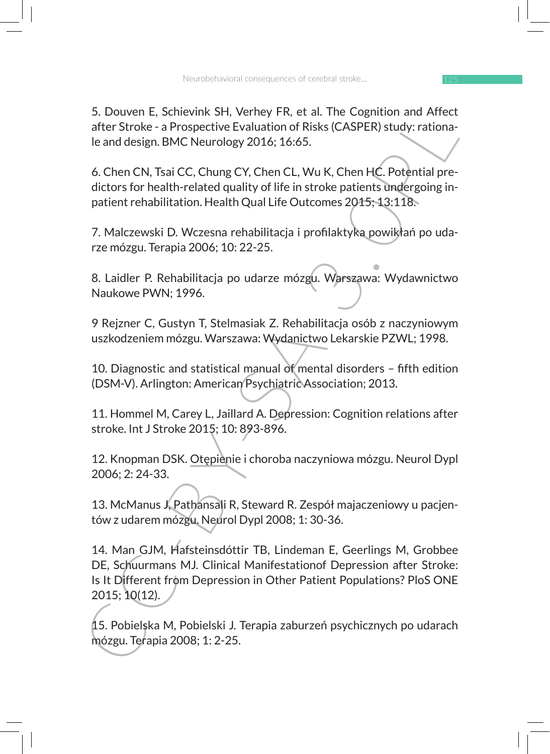5. Douven E, Schievink SH, Verhey FR, et al. The Cognition and Affect after Stroke - a Prospective Evaluation of Risks (CASPER) study: rationale and design. BMC Neurology 2016; 16:65.

6. Chen CN, Tsai CC, Chung CY, Chen CL, Wu K, Chen HC. Potential predictors for health-related quality of life in stroke patients undergoing inpatient rehabilitation. Health Qual Life Outcomes 2015; 13:118.

7. Malczewski D. Wczesna rehabilitacja i profilaktyka powikłań po udarze mózgu. Terapia 2006; 10: 22-25.

8. Laidler P. Rehabilitacja po udarze mózgu. Warszawa: Wydawnictwo Naukowe PWN; 1996.

9 Rejzner C, Gustyn T, Stelmasiak Z. Rehabilitacja osób z naczyniowym uszkodzeniem mózgu. Warszawa: Wydanictwo Lekarskie PZWL; 1998.

10. Diagnostic and statistical manual of mental disorders – fifth edition (DSM-V). Arlington: American Psychiatric Association; 2013.

11. Hommel M, Carey L, Jaillard A. Depression: Cognition relations after stroke. Int J Stroke 2015; 10: 893-896.

12. Knopman DSK. Otępienie i choroba naczyniowa mózgu. Neurol Dypl 2006; 2: 24-33.

13. McManus J, Pathansali R, Steward R. Zespół majaczeniowy u pacjentów z udarem mózgu. Neurol Dypl 2008; 1: 30-36.

14. Man GJM, Hafsteinsdóttir TB, Lindeman E, Geerlings M, Grobbee DE, Schuurmans MJ. Clinical Manifestationof Depression after Stroke: Is It Different from Depression in Other Patient Populations? PloS ONE 2015; 10(12).

15. Pobielska M, Pobielski J. Terapia zaburzeń psychicznych po udarach mózgu. Terapia 2008; 1: 2-25.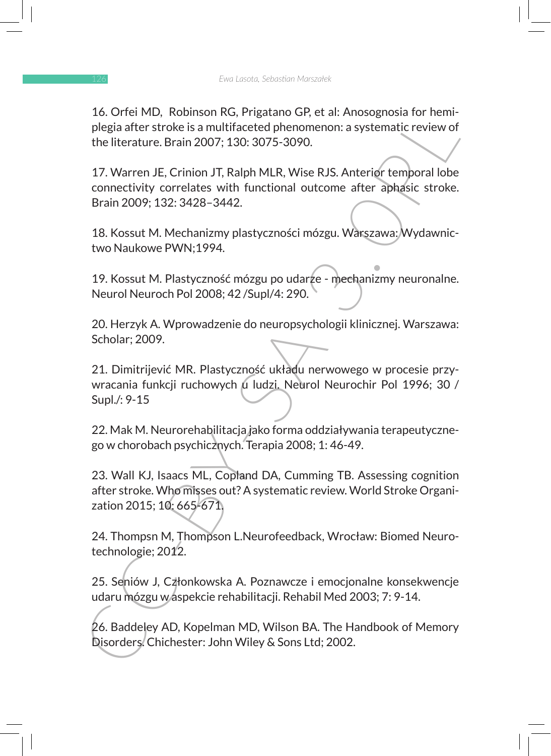16. Orfei MD, Robinson RG, Prigatano GP, et al: Anosognosia for hemiplegia after stroke is a multifaceted phenomenon: a systematic review of the literature. Brain 2007; 130: 3075-3090.

17. Warren JE, Crinion JT, Ralph MLR, Wise RJS. Anterior temporal lobe connectivity correlates with functional outcome after aphasic stroke. Brain 2009; 132: 3428–3442.

18. Kossut M. Mechanizmy plastyczności mózgu. Warszawa: Wydawnictwo Naukowe PWN;1994.

19. Kossut M. Plastyczność mózgu po udarze - mechanizmy neuronalne. Neurol Neuroch Pol 2008; 42 /Supl/4: 290.

20. Herzyk A. Wprowadzenie do neuropsychologii klinicznej. Warszawa: Scholar; 2009.

21. Dimitrijević MR. Plastyczność układu nerwowego w procesie przywracania funkcji ruchowych u ludzi. Neurol Neurochir Pol 1996; 30 / Supl./: 9-15

22. Mak M. Neurorehabilitacja jako forma oddziaływania terapeutycznego w chorobach psychicznych. Terapia 2008; 1: 46-49.

23. Wall KJ, Isaacs ML, Copland DA, Cumming TB. Assessing cognition after stroke. Who misses out? A systematic review. World Stroke Organization 2015; 10: 665-671.

24. Thompsn M, Thompson L.Neurofeedback, Wrocław: Biomed Neurotechnologie; 2012.

25. Seniów J, Członkowska A. Poznawcze i emocjonalne konsekwencje udaru mózgu w aspekcie rehabilitacji. Rehabil Med 2003; 7: 9-14.

26. Baddeley AD, Kopelman MD, Wilson BA. The Handbook of Memory Disorders. Chichester: John Wiley & Sons Ltd; 2002.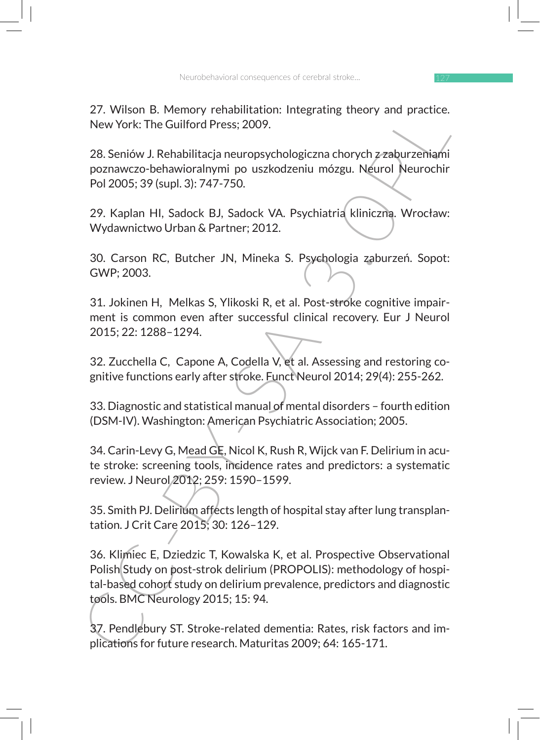27. Wilson B. Memory rehabilitation: Integrating theory and practice. New York: The Guilford Press; 2009.

28. Seniów J. Rehabilitacja neuropsychologiczna chorych z zaburzeniami poznawczo-behawioralnymi po uszkodzeniu mózgu. Neurol Neurochir Pol 2005; 39 (supl. 3): 747-750.

29. Kaplan HI, Sadock BJ, Sadock VA. Psychiatria kliniczna. Wrocław: Wydawnictwo Urban & Partner; 2012.

30. Carson RC, Butcher JN, Mineka S. Psychologia zaburzeń. Sopot: GWP; 2003.

31. Jokinen H, Melkas S, Ylikoski R, et al. Post-stroke cognitive impairment is common even after successful clinical recovery. Eur J Neurol 2015; 22: 1288–1294.

32. Zucchella C, Capone A, Codella V, et al. Assessing and restoring cognitive functions early after stroke. Funct Neurol 2014; 29(4): 255-262.

33. Diagnostic and statistical manual of mental disorders – fourth edition (DSM-IV). Washington: American Psychiatric Association; 2005.

34. Carin-Levy G, Mead GE, Nicol K, Rush R, Wijck van F. Delirium in acute stroke: screening tools, incidence rates and predictors: a systematic review. J Neurol 2012; 259: 1590–1599.

35. Smith PJ. Delirium affects length of hospital stay after lung transplantation. J Crit Care 2015; 30: 126–129.

36. Klimiec E, Dziedzic T, Kowalska K, et al. Prospective Observational Polish Study on post-strok delirium (PROPOLIS): methodology of hospital-based cohort study on delirium prevalence, predictors and diagnostic tools. BMC Neurology 2015; 15: 94.

37. Pendlebury ST. Stroke-related dementia: Rates, risk factors and implications for future research. Maturitas 2009; 64: 165-171.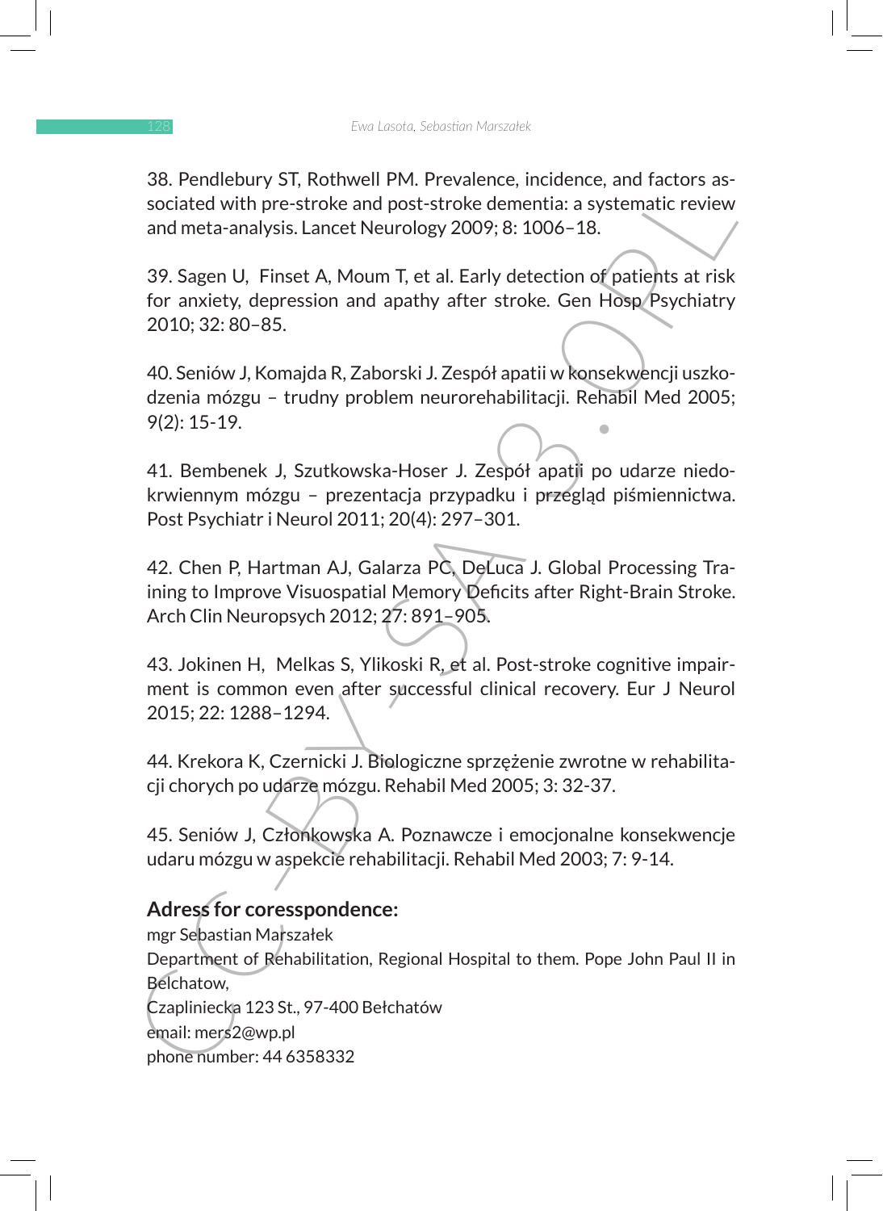38. Pendlebury ST, Rothwell PM. Prevalence, incidence, and factors associated with pre-stroke and post-stroke dementia: a systematic review and meta-analysis. Lancet Neurology 2009; 8: 1006–18.

39. Sagen U, Finset A, Moum T, et al. Early detection of patients at risk for anxiety, depression and apathy after stroke. Gen Hosp Psychiatry 2010; 32: 80–85.

40. Seniów J, Komajda R, Zaborski J. Zespół apatii w konsekwencji uszkodzenia mózgu – trudny problem neurorehabilitacji. Rehabil Med 2005; 9(2): 15-19.

41. Bembenek J, Szutkowska-Hoser J. Zespół apatii po udarze niedokrwiennym mózgu – prezentacja przypadku i przegląd piśmiennictwa. Post Psychiatr i Neurol 2011; 20(4): 297–301.

42. Chen P, Hartman AJ, Galarza PC, DeLuca J. Global Processing Training to Improve Visuospatial Memory Deficits after Right-Brain Stroke. Arch Clin Neuropsych 2012; 27: 891–905.

43. Jokinen H, Melkas S, Ylikoski R, et al. Post-stroke cognitive impairment is common even after successful clinical recovery. Eur J Neurol 2015; 22: 1288–1294.

44. Krekora K, Czernicki J. Biologiczne sprzężenie zwrotne w rehabilitacji chorych po udarze mózgu. Rehabil Med 2005; 3: 32-37.

45. Seniów J, Członkowska A. Poznawcze i emocjonalne konsekwencje udaru mózgu w aspekcie rehabilitacji. Rehabil Med 2003; 7: 9-14.

**Adress for coresspondence:**

mgr Sebastian Marszałek
Department of Rehabilitation, Regional Hospital to them. Pope John Paul II in Bełchatow,
Czapliniecka 123 St., 97-400 Bełchatów
email: mers2@wp.pl
phone number: 44 6358332